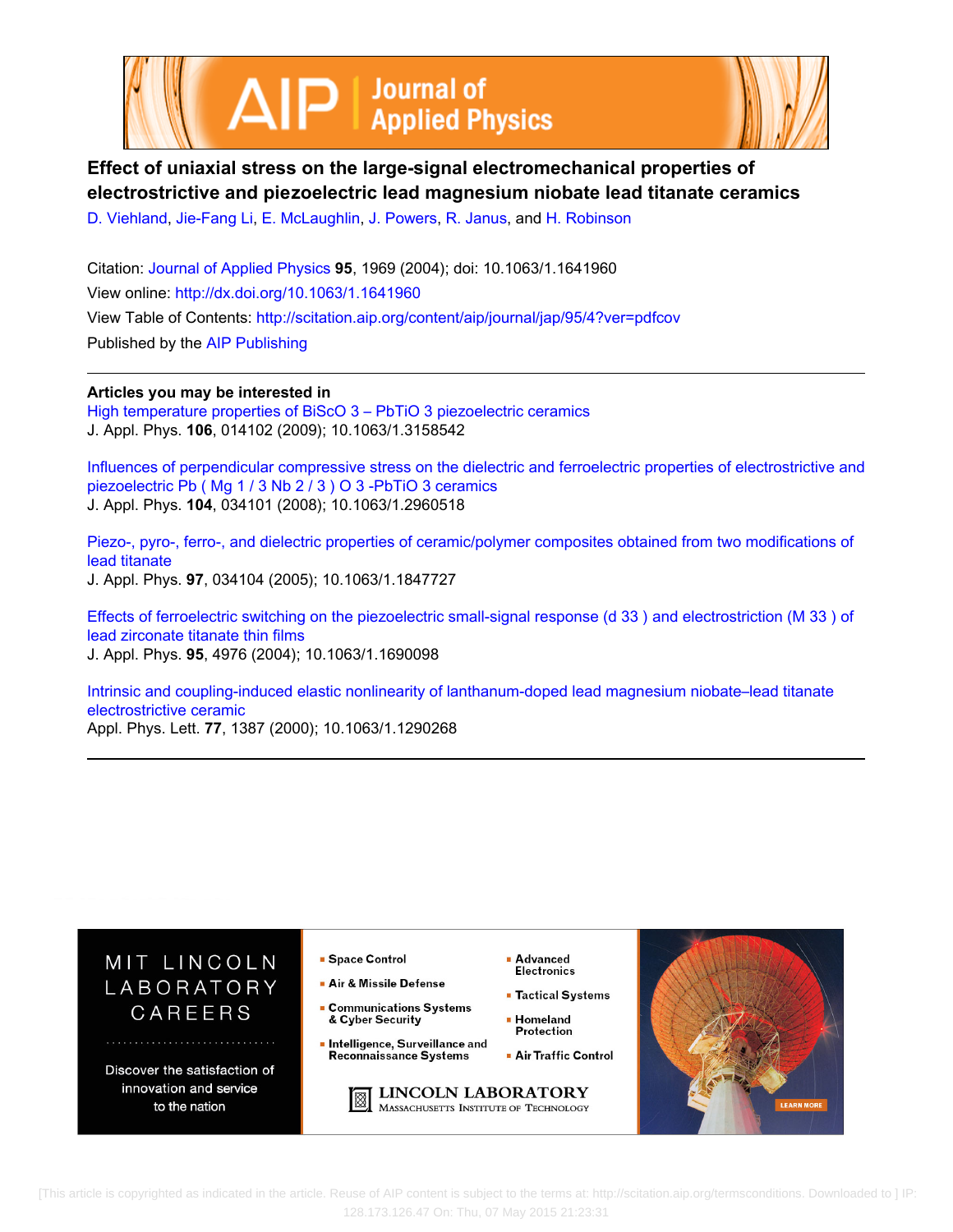# Effect of uniaxial stress on the large-signal electromechanical properties of electrostrictive and piezoelectric lead magnesium niobate lead titanate ceramics

D. Viehland, Jie-Fang Li, E. McLaughlin, J. Powers, R. Janus, and H. Robinson

Citation: Journal of Applied Physics **95**, 1969 (2004); doi: 10.1063/1.1641960

View online: http://dx.doi.org/10.1063/1.1641960

View Table of Contents: http://scitation.aip.org/content/aip/journal/jap/95/4?ver=pdfcov

Published by the AIP Publishing

## Articles you may be interested in

High temperature properties of BiScO 3 – PbTiO 3 piezoelectric ceramics
J. Appl. Phys. **106**, 014102 (2009); 10.1063/1.3158542

Influences of perpendicular compressive stress on the dielectric and ferroelectric properties of electrostrictive and piezoelectric Pb ( Mg 1 / 3 Nb 2 / 3 ) O 3 -PbTiO 3 ceramics
J. Appl. Phys. **104**, 034101 (2008); 10.1063/1.2960518

Piezo-, pyro-, ferro-, and dielectric properties of ceramic/polymer composites obtained from two modifications of lead titanate
J. Appl. Phys. **97**, 034104 (2005); 10.1063/1.1847727

Effects of ferroelectric switching on the piezoelectric small-signal response (d 33 ) and electrostriction (M 33 ) of lead zirconate titanate thin films
J. Appl. Phys. **95**, 4976 (2004); 10.1063/1.1690098

Intrinsic and coupling-induced elastic nonlinearity of lanthanum-doped lead magnesium niobate–lead titanate electrostrictive ceramic
Appl. Phys. Lett. **77**, 1387 (2000); 10.1063/1.1290268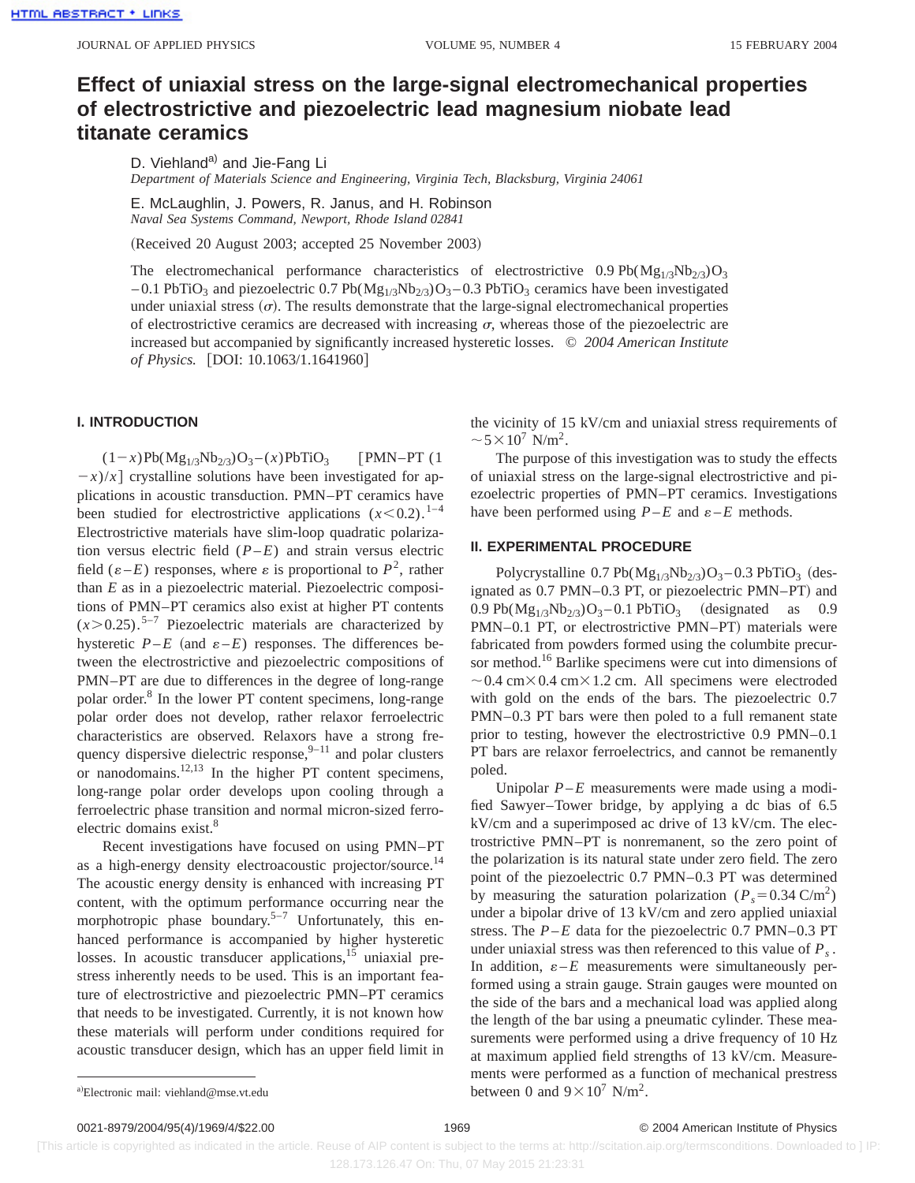# Effect of uniaxial stress on the large-signal electromechanical properties of electrostrictive and piezoelectric lead magnesium niobate lead titanate ceramics

D. Viehland[a] and Jie-Fang Li

*Department of Materials Science and Engineering, Virginia Tech, Blacksburg, Virginia 24061*

E. McLaughlin, J. Powers, R. Janus, and H. Robinson

*Naval Sea Systems Command, Newport, Rhode Island 02841*

(Received 20 August 2003; accepted 25 November 2003)

The electromechanical performance characteristics of electrostrictive 0.9 $Pb(Mg_{1/3}Nb_{2/3})O_3$ –0.1 $PbTiO_3$ and piezoelectric 0.7 $Pb(Mg_{1/3}Nb_{2/3})O_3$–0.3 $PbTiO_3$ ceramics have been investigated under uniaxial stress ($\sigma$). The results demonstrate that the large-signal electromechanical properties of electrostrictive ceramics are decreased with increasing $\sigma$, whereas those of the piezoelectric are increased but accompanied by significantly increased hysteretic losses. © *2004 American Institute of Physics.* [DOI: 10.1063/1.1641960]

## I. INTRODUCTION

$(1-x)Pb(Mg_{1/3}Nb_{2/3})O_3-(x)PbTiO_3$ [PMN–PT $(1-x)/x$] crystalline solutions have been investigated for applications in acoustic transduction. PMN–PT ceramics have been studied for electrostrictive applications ($x<0.2$).[1–4] Electrostrictive materials have slim-loop quadratic polarization versus electric field ($P-E$) and strain versus electric field ($\varepsilon-E$) responses, where $\varepsilon$ is proportional to $P^2$, rather than $E$ as in a piezoelectric material. Piezoelectric compositions of PMN–PT ceramics also exist at higher PT contents ($x>0.25$).[5–7] Piezoelectric materials are characterized by hysteretic $P-E$ (and $\varepsilon-E$) responses. The differences between the electrostrictive and piezoelectric compositions of PMN–PT are due to differences in the degree of long-range polar order.[8] In the lower PT content specimens, long-range polar order does not develop, rather relaxor ferroelectric characteristics are observed. Relaxors have a strong frequency dispersive dielectric response,[9–11] and polar clusters or nanodomains.[12,13] In the higher PT content specimens, long-range polar order develops upon cooling through a ferroelectric phase transition and normal micron-sized ferroelectric domains exist.[8]

Recent investigations have focused on using PMN–PT as a high-energy density electroacoustic projector/source.[14] The acoustic energy density is enhanced with increasing PT content, with the optimum performance occurring near the morphotropic phase boundary.[5–7] Unfortunately, this enhanced performance is accompanied by higher hysteretic losses. In acoustic transducer applications,[15] uniaxial prestress inherently needs to be used. This is an important feature of electrostrictive and piezoelectric PMN–PT ceramics that needs to be investigated. Currently, it is not known how these materials will perform under conditions required for acoustic transducer design, which has an upper field limit in the vicinity of 15 kV/cm and uniaxial stress requirements of $\sim 5\times10^7$ N/m$^2$.

The purpose of this investigation was to study the effects of uniaxial stress on the large-signal electrostrictive and piezoelectric properties of PMN–PT ceramics. Investigations have been performed using $P-E$ and $\varepsilon-E$ methods.

## II. EXPERIMENTAL PROCEDURE

Polycrystalline 0.7 $Pb(Mg_{1/3}Nb_{2/3})O_3$–0.3 $PbTiO_3$ (designated as 0.7 PMN–0.3 PT, or piezoelectric PMN–PT) and 0.9 $Pb(Mg_{1/3}Nb_{2/3})O_3$–0.1 $PbTiO_3$ (designated as 0.9 PMN–0.1 PT, or electrostrictive PMN–PT) materials were fabricated from powders formed using the columbite precursor method.[16] Barlike specimens were cut into dimensions of $\sim 0.4$ cm$\times$0.4 cm$\times$1.2 cm. All specimens were electroded with gold on the ends of the bars. The piezoelectric 0.7 PMN–0.3 PT bars were then poled to a full remanent state prior to testing, however the electrostrictive 0.9 PMN–0.1 PT bars are relaxor ferroelectrics, and cannot be remanently poled.

Unipolar $P-E$ measurements were made using a modified Sawyer–Tower bridge, by applying a dc bias of 6.5 kV/cm and a superimposed ac drive of 13 kV/cm. The electrostrictive PMN–PT is nonremanent, so the zero point of the polarization is its natural state under zero field. The zero point of the piezoelectric 0.7 PMN–0.3 PT was determined by measuring the saturation polarization ($P_s=0.34$ C/m$^2$) under a bipolar drive of 13 kV/cm and zero applied uniaxial stress. The $P-E$ data for the piezoelectric 0.7 PMN–0.3 PT under uniaxial stress was then referenced to this value of $P_s$. In addition, $\varepsilon-E$ measurements were simultaneously performed using a strain gauge. Strain gauges were mounted on the side of the bars and a mechanical load was applied along the length of the bar using a pneumatic cylinder. These measurements were performed using a drive frequency of 10 Hz at maximum applied field strengths of 13 kV/cm. Measurements were performed as a function of mechanical prestress between 0 and $9\times10^7$ N/m$^2$.

[a]Electronic mail: viehland@mse.vt.edu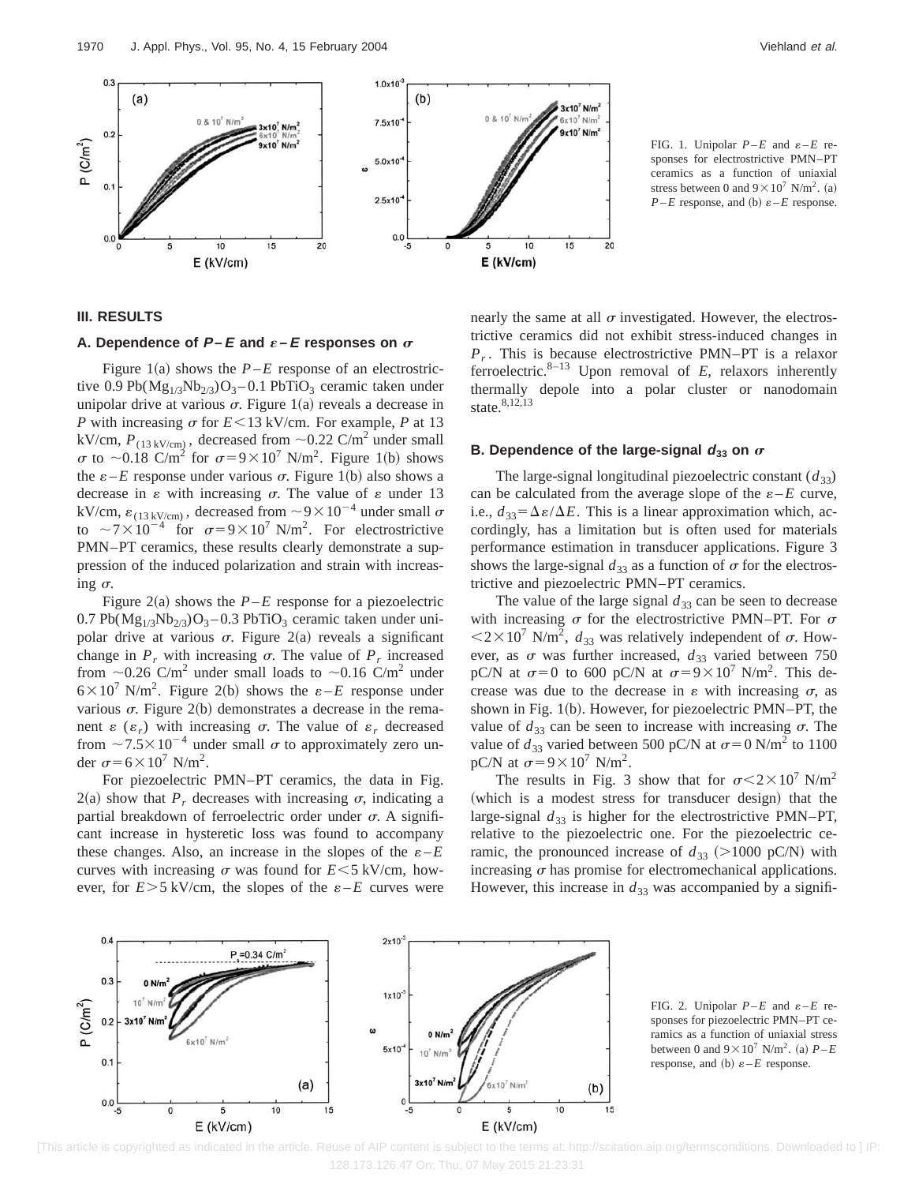FIG. 1. Unipolar $P$–$E$ and $\varepsilon$–$E$ responses for electrostrictive PMN–PT ceramics as a function of uniaxial stress between 0 and $9\times10^{7}$ N/m$^{2}$. (a) $P$–$E$ response, and (b) $\varepsilon$–$E$ response.

## III. RESULTS

### A. Dependence of $P$–$E$ and $\varepsilon$–$E$ responses on $\sigma$

Figure 1(a) shows the $P$–$E$ response of an electrostrictive $0.9\,Pb(Mg_{1/3}Nb_{2/3})O_3-0.1\,PbTiO_3$ ceramic taken under unipolar drive at various $\sigma$. Figure 1(a) reveals a decrease in $P$ with increasing $\sigma$ for $E<13$ kV/cm. For example, $P$ at 13 kV/cm, $P_{(13\,\mathrm{kV/cm})}$, decreased from $\sim0.22$ C/m$^{2}$ under small $\sigma$ to $\sim0.18$ C/m$^{2}$ for $\sigma=9\times10^{7}$ N/m$^{2}$. Figure 1(b) shows the $\varepsilon$–$E$ response under various $\sigma$. Figure 1(b) also shows a decrease in $\varepsilon$ with increasing $\sigma$. The value of $\varepsilon$ under 13 kV/cm, $\varepsilon_{(13\,\mathrm{kV/cm})}$, decreased from $\sim9\times10^{-4}$ under small $\sigma$ to $\sim7\times10^{-4}$ for $\sigma=9\times10^{7}$ N/m$^{2}$. For electrostrictive PMN–PT ceramics, these results clearly demonstrate a suppression of the induced polarization and strain with increasing $\sigma$.

Figure 2(a) shows the $P$–$E$ response for a piezoelectric $0.7\,Pb(Mg_{1/3}Nb_{2/3})O_3-0.3\,PbTiO_3$ ceramic taken under unipolar drive at various $\sigma$. Figure 2(a) reveals a significant change in $P_r$ with increasing $\sigma$. The value of $P_r$ increased from $\sim0.26$ C/m$^{2}$ under small loads to $\sim0.16$ C/m$^{2}$ under $6\times10^{7}$ N/m$^{2}$. Figure 2(b) shows the $\varepsilon$–$E$ response under various $\sigma$. Figure 2(b) demonstrates a decrease in the remanent $\varepsilon$ ($\varepsilon_r$) with increasing $\sigma$. The value of $\varepsilon_r$ decreased from $\sim7.5\times10^{-4}$ under small $\sigma$ to approximately zero under $\sigma=6\times10^{7}$ N/m$^{2}$.

For piezoelectric PMN–PT ceramics, the data in Fig. 2(a) show that $P_r$ decreases with increasing $\sigma$, indicating a partial breakdown of ferroelectric order under $\sigma$. A significant increase in hysteretic loss was found to accompany these changes. Also, an increase in the slopes of the $\varepsilon$–$E$ curves with increasing $\sigma$ was found for $E<5$ kV/cm, however, for $E>5$ kV/cm, the slopes of the $\varepsilon$–$E$ curves were nearly the same at all $\sigma$ investigated. However, the electrostrictive ceramics did not exhibit stress-induced changes in $P_r$. This is because electrostrictive PMN–PT is a relaxor ferroelectric.[8–13] Upon removal of $E$, relaxors inherently thermally depole into a polar cluster or nanodomain state.[8,12,13]

### B. Dependence of the large-signal $d_{33}$ on $\sigma$

The large-signal longitudinal piezoelectric constant ($d_{33}$) can be calculated from the average slope of the $\varepsilon$–$E$ curve, i.e., $d_{33}=\Delta\varepsilon/\Delta E$. This is a linear approximation which, accordingly, has a limitation but is often used for materials performance estimation in transducer applications. Figure 3 shows the large-signal $d_{33}$ as a function of $\sigma$ for the electrostrictive and piezoelectric PMN–PT ceramics.

The value of the large signal $d_{33}$ can be seen to decrease with increasing $\sigma$ for the electrostrictive PMN–PT. For $\sigma<2\times10^{7}$ N/m$^{2}$, $d_{33}$ was relatively independent of $\sigma$. However, as $\sigma$ was further increased, $d_{33}$ varied between 750 pC/N at $\sigma=0$ to 600 pC/N at $\sigma=9\times10^{7}$ N/m$^{2}$. This decrease was due to the decrease in $\varepsilon$ with increasing $\sigma$, as shown in Fig. 1(b). However, for piezoelectric PMN–PT, the value of $d_{33}$ can be seen to increase with increasing $\sigma$. The value of $d_{33}$ varied between 500 pC/N at $\sigma=0$ N/m$^{2}$ to 1100 pC/N at $\sigma=9\times10^{7}$ N/m$^{2}$.

The results in Fig. 3 show that for $\sigma<2\times10^{7}$ N/m$^{2}$ (which is a modest stress for transducer design) that the large-signal $d_{33}$ is higher for the electrostrictive PMN–PT, relative to the piezoelectric one. For the piezoelectric ceramic, the pronounced increase of $d_{33}$ (>1000 pC/N) with increasing $\sigma$ has promise for electromechanical applications. However, this increase in $d_{33}$ was accompanied by a signifi-

FIG. 2. Unipolar $P$–$E$ and $\varepsilon$–$E$ responses for piezoelectric PMN–PT ceramics as a function of uniaxial stress between 0 and $9\times10^{7}$ N/m$^{2}$. (a) $P$–$E$ response, and (b) $\varepsilon$–$E$ response.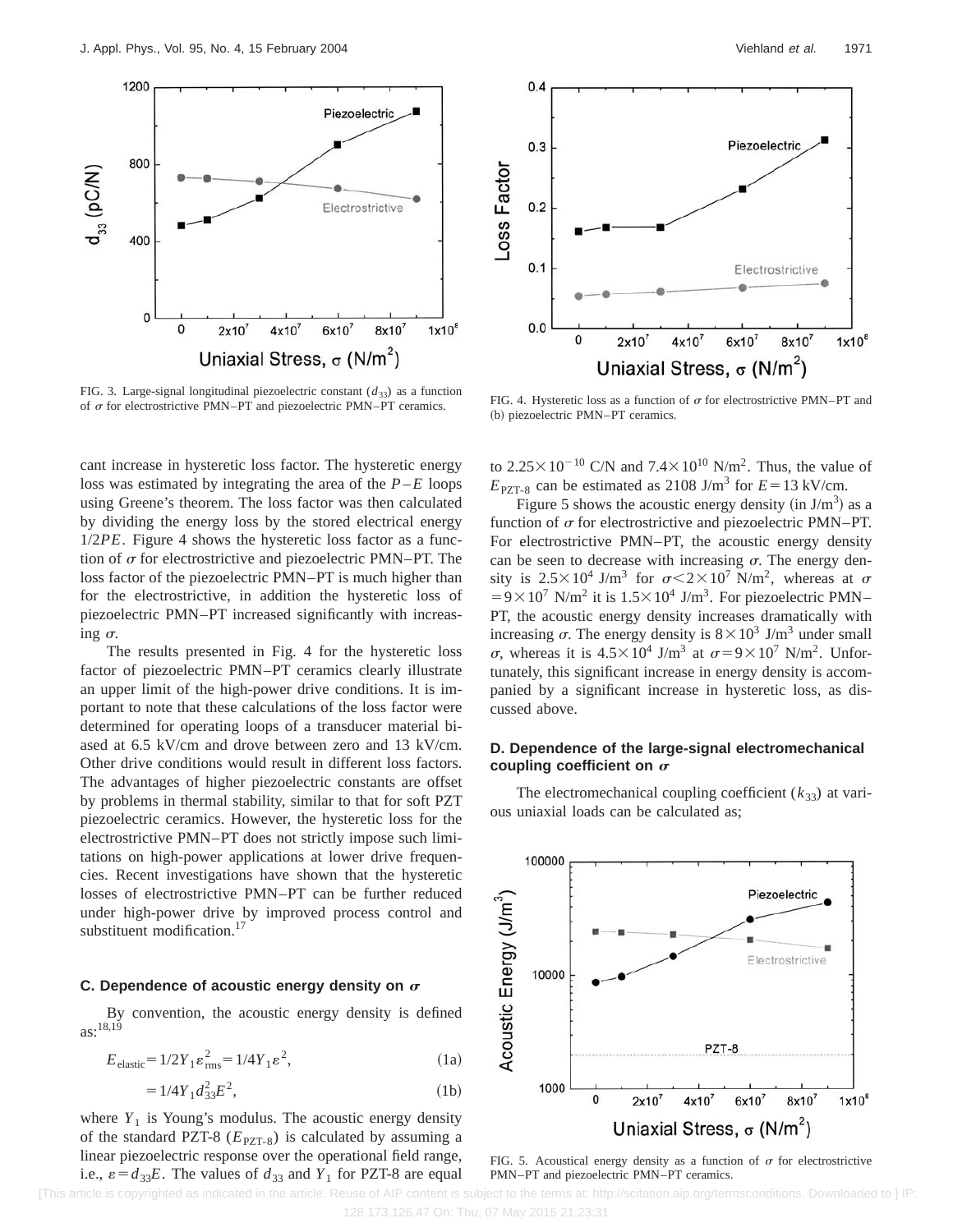FIG. 3. Large-signal longitudinal piezoelectric constant ($d_{33}$) as a function of $\sigma$ for electrostrictive PMN–PT and piezoelectric PMN–PT ceramics.

FIG. 4. Hysteretic loss as a function of $\sigma$ for electrostrictive PMN–PT and (b) piezoelectric PMN–PT ceramics.

cant increase in hysteretic loss factor. The hysteretic energy loss was estimated by integrating the area of the $P$–$E$ loops using Greene's theorem. The loss factor was then calculated by dividing the energy loss by the stored electrical energy $1/2PE$. Figure 4 shows the hysteretic loss factor as a function of $\sigma$ for electrostrictive and piezoelectric PMN–PT. The loss factor of the piezoelectric PMN–PT is much higher than for the electrostrictive, in addition the hysteretic loss of piezoelectric PMN–PT increased significantly with increasing $\sigma$.

The results presented in Fig. 4 for the hysteretic loss factor of piezoelectric PMN–PT ceramics clearly illustrate an upper limit of the high-power drive conditions. It is important to note that these calculations of the loss factor were determined for operating loops of a transducer material biased at 6.5 kV/cm and drove between zero and 13 kV/cm. Other drive conditions would result in different loss factors. The advantages of higher piezoelectric constants are offset by problems in thermal stability, similar to that for soft PZT piezoelectric ceramics. However, the hysteretic loss for the electrostrictive PMN–PT does not strictly impose such limitations on high-power applications at lower drive frequencies. Recent investigations have shown that the hysteretic losses of electrostrictive PMN–PT can be further reduced under high-power drive by improved process control and substituent modification.[17]

### C. Dependence of acoustic energy density on $\sigma$

By convention, the acoustic energy density is defined as:[18,19]

$$E_{\text{elastic}} = 1/2 Y_1 \varepsilon_{\text{rms}}^2 = 1/4 Y_1 \varepsilon^2, \tag{1a}$$

$$= 1/4 Y_1 d_{33}^2 E^2, \tag{1b}$$

where $Y_1$ is Young's modulus. The acoustic energy density of the standard PZT-8 ($E_{\text{PZT-8}}$) is calculated by assuming a linear piezoelectric response over the operational field range, i.e., $\varepsilon = d_{33}E$. The values of $d_{33}$ and $Y_1$ for PZT-8 are equal to $2.25\times10^{-10}$ C/N and $7.4\times10^{10}$ N/m$^2$. Thus, the value of $E_{\text{PZT-8}}$ can be estimated as 2108 J/m$^3$ for $E = 13$ kV/cm.

Figure 5 shows the acoustic energy density (in J/m$^3$) as a function of $\sigma$ for electrostrictive and piezoelectric PMN–PT. For electrostrictive PMN–PT, the acoustic energy density can be seen to decrease with increasing $\sigma$. The energy density is $2.5\times10^4$ J/m$^3$ for $\sigma < 2\times10^7$ N/m$^2$, whereas at $\sigma = 9\times10^7$ N/m$^2$ it is $1.5\times10^4$ J/m$^3$. For piezoelectric PMN–PT, the acoustic energy density increases dramatically with increasing $\sigma$. The energy density is $8\times10^3$ J/m$^3$ under small $\sigma$, whereas it is $4.5\times10^4$ J/m$^3$ at $\sigma = 9\times10^7$ N/m$^2$. Unfortunately, this significant increase in energy density is accompanied by a significant increase in hysteretic loss, as discussed above.

### D. Dependence of the large-signal electromechanical coupling coefficient on $\sigma$

The electromechanical coupling coefficient ($k_{33}$) at various uniaxial loads can be calculated as;

FIG. 5. Acoustical energy density as a function of $\sigma$ for electrostrictive PMN–PT and piezoelectric PMN–PT ceramics.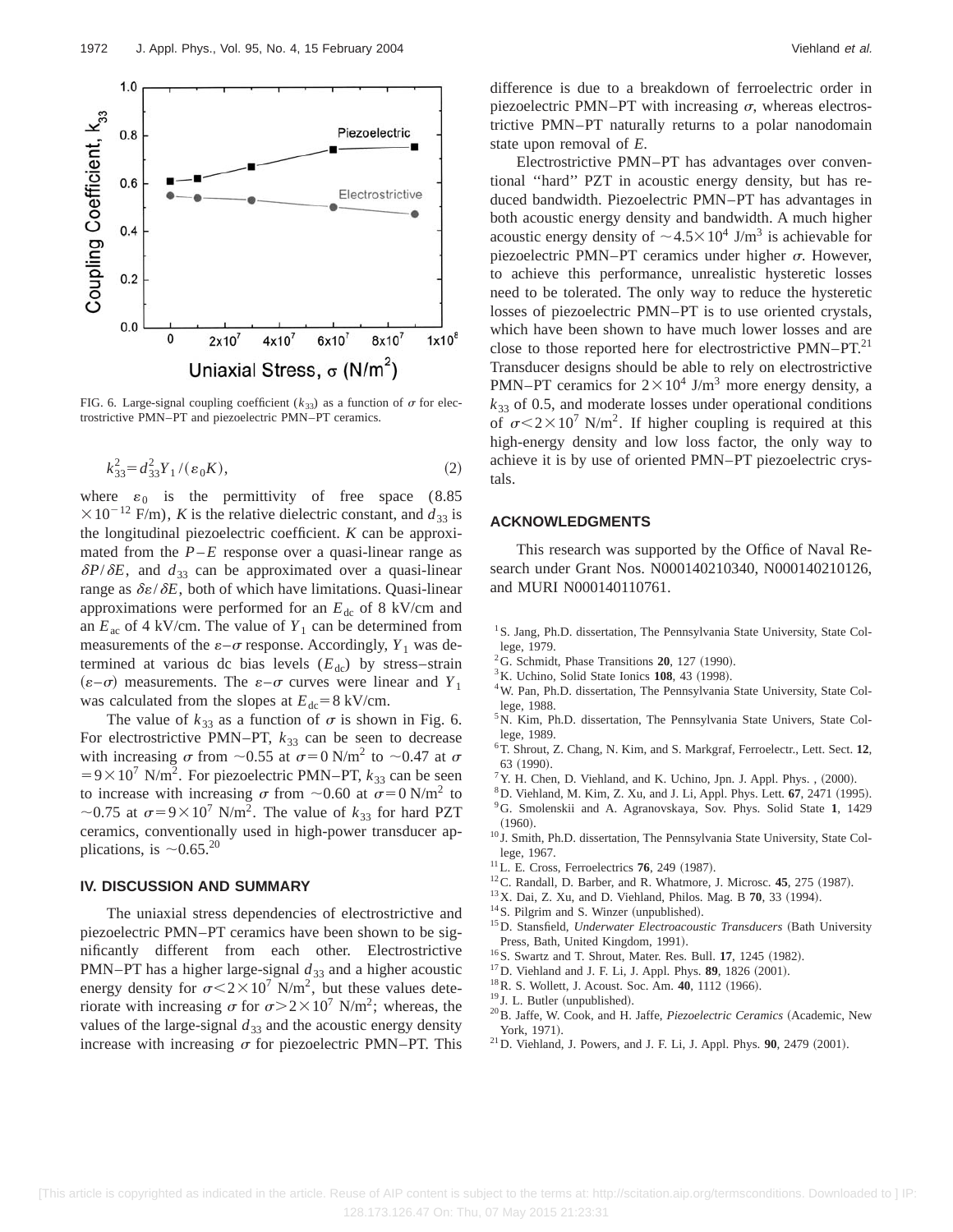Coupling Coefficient, $k_{33}$

1.0
0.8
0.6
0.4
0.2
0.0

Piezoelectric

Electrostrictive

0 $2x10^7$ $4x10^7$ $6x10^7$ $8x10^7$ $1x10^8$

Uniaxial Stress, $\sigma$ (N/m$^2$)

FIG. 6. Large-signal coupling coefficient ($k_{33}$) as a function of $\sigma$ for electrostrictive PMN–PT and piezoelectric PMN–PT ceramics.

$$k_{33}^2 = d_{33}^2 Y_1 / (\varepsilon_0 K), \tag{2}$$

where $\varepsilon_0$ is the permittivity of free space ($8.85 \times 10^{-12}$ F/m), $K$ is the relative dielectric constant, and $d_{33}$ is the longitudinal piezoelectric coefficient. $K$ can be approximated from the $P$–$E$ response over a quasi-linear range as $\delta P/\delta E$, and $d_{33}$ can be approximated over a quasi-linear range as $\delta\varepsilon/\delta E$, both of which have limitations. Quasi-linear approximations were performed for an $E_{dc}$ of 8 kV/cm and an $E_{ac}$ of 4 kV/cm. The value of $Y_1$ can be determined from measurements of the $\varepsilon$–$\sigma$ response. Accordingly, $Y_1$ was determined at various dc bias levels ($E_{dc}$) by stress–strain ($\varepsilon$–$\sigma$) measurements. The $\varepsilon$–$\sigma$ curves were linear and $Y_1$ was calculated from the slopes at $E_{dc} = 8$ kV/cm.

The value of $k_{33}$ as a function of $\sigma$ is shown in Fig. 6. For electrostrictive PMN–PT, $k_{33}$ can be seen to decrease with increasing $\sigma$ from $\sim$0.55 at $\sigma = 0$ N/m$^2$ to $\sim$0.47 at $\sigma = 9 \times 10^7$ N/m$^2$. For piezoelectric PMN–PT, $k_{33}$ can be seen to increase with increasing $\sigma$ from $\sim$0.60 at $\sigma = 0$ N/m$^2$ to $\sim$0.75 at $\sigma = 9 \times 10^7$ N/m$^2$. The value of $k_{33}$ for hard PZT ceramics, conventionally used in high-power transducer applications, is $\sim$0.65.[20]

## IV. DISCUSSION AND SUMMARY

The uniaxial stress dependencies of electrostrictive and piezoelectric PMN–PT ceramics have been shown to be significantly different from each other. Electrostrictive PMN–PT has a higher large-signal $d_{33}$ and a higher acoustic energy density for $\sigma < 2 \times 10^7$ N/m$^2$, but these values deteriorate with increasing $\sigma$ for $\sigma > 2 \times 10^7$ N/m$^2$; whereas, the values of the large-signal $d_{33}$ and the acoustic energy density increase with increasing $\sigma$ for piezoelectric PMN–PT. This difference is due to a breakdown of ferroelectric order in piezoelectric PMN–PT with increasing $\sigma$, whereas electrostrictive PMN–PT naturally returns to a polar nanodomain state upon removal of $E$.

Electrostrictive PMN–PT has advantages over conventional "hard" PZT in acoustic energy density, but has reduced bandwidth. Piezoelectric PMN–PT has advantages in both acoustic energy density and bandwidth. A much higher acoustic energy density of $\sim 4.5 \times 10^4$ J/m$^3$ is achievable for piezoelectric PMN–PT ceramics under higher $\sigma$. However, to achieve this performance, unrealistic hysteretic losses need to be tolerated. The only way to reduce the hysteretic losses of piezoelectric PMN–PT is to use oriented crystals, which have been shown to have much lower losses and are close to those reported here for electrostrictive PMN–PT.[21] Transducer designs should be able to rely on electrostrictive PMN–PT ceramics for $2 \times 10^4$ J/m$^3$ more energy density, a $k_{33}$ of 0.5, and moderate losses under operational conditions of $\sigma < 2 \times 10^7$ N/m$^2$. If higher coupling is required at this high-energy density and low loss factor, the only way to achieve it is by use of oriented PMN–PT piezoelectric crystals.

## ACKNOWLEDGMENTS

This research was supported by the Office of Naval Research under Grant Nos. N000140210340, N000140210126, and MURI N000140110761.

[1] S. Jang, Ph.D. dissertation, The Pennsylvania State University, State College, 1979.
[2] G. Schmidt, Phase Transitions **20**, 127 (1990).
[3] K. Uchino, Solid State Ionics **108**, 43 (1998).
[4] W. Pan, Ph.D. dissertation, The Pennsylvania State University, State College, 1988.
[5] N. Kim, Ph.D. dissertation, The Pennsylvania State Univers, State College, 1989.
[6] T. Shrout, Z. Chang, N. Kim, and S. Markgraf, Ferroelectr., Lett. Sect. **12**, 63 (1990).
[7] Y. H. Chen, D. Viehland, and K. Uchino, Jpn. J. Appl. Phys. , (2000).
[8] D. Viehland, M. Kim, Z. Xu, and J. Li, Appl. Phys. Lett. **67**, 2471 (1995).
[9] G. Smolenskii and A. Agranovskaya, Sov. Phys. Solid State **1**, 1429 (1960).
[10] J. Smith, Ph.D. dissertation, The Pennsylvania State University, State College, 1967.
[11] L. E. Cross, Ferroelectrics **76**, 249 (1987).
[12] C. Randall, D. Barber, and R. Whatmore, J. Microsc. **45**, 275 (1987).
[13] X. Dai, Z. Xu, and D. Viehland, Philos. Mag. B **70**, 33 (1994).
[14] S. Pilgrim and S. Winzer (unpublished).
[15] D. Stansfield, *Underwater Electroacoustic Transducers* (Bath University Press, Bath, United Kingdom, 1991).
[16] S. Swartz and T. Shrout, Mater. Res. Bull. **17**, 1245 (1982).
[17] D. Viehland and J. F. Li, J. Appl. Phys. **89**, 1826 (2001).
[18] R. S. Wollett, J. Acoust. Soc. Am. **40**, 1112 (1966).
[19] J. L. Butler (unpublished).
[20] B. Jaffe, W. Cook, and H. Jaffe, *Piezoelectric Ceramics* (Academic, New York, 1971).
[21] D. Viehland, J. Powers, and J. F. Li, J. Appl. Phys. **90**, 2479 (2001).